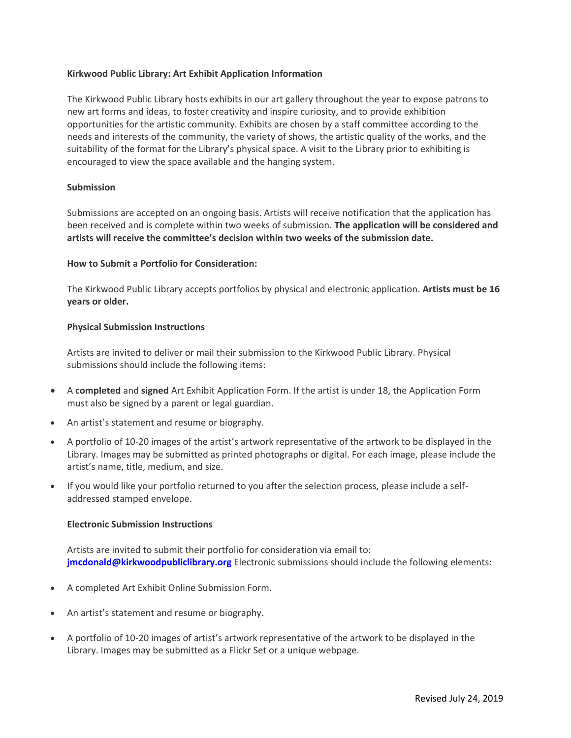## Kirkwood Public Library: Art Exhibit Application Information

The Kirkwood Public Library hosts exhibits in our art gallery throughout the year to expose patrons to new art forms and ideas, to foster creativity and inspire curiosity, and to provide exhibition opportunities for the artistic community. Exhibits are chosen by a staff committee according to the needs and interests of the community, the variety of shows, the artistic quality of the works, and the suitability of the format for the Library's physical space. A visit to the Library prior to exhibiting is encouraged to view the space available and the hanging system.

### Submission

Submissions are accepted on an ongoing basis. Artists will receive notification that the application has been received and is complete within two weeks of submission. **The application will be considered and artists will receive the committee's decision within two weeks of the submission date.**

### How to Submit a Portfolio for Consideration:

The Kirkwood Public Library accepts portfolios by physical and electronic application. **Artists must be 16 years or older.**

### Physical Submission Instructions

Artists are invited to deliver or mail their submission to the Kirkwood Public Library. Physical submissions should include the following items:

- A **completed** and **signed** Art Exhibit Application Form. If the artist is under 18, the Application Form must also be signed by a parent or legal guardian.
- An artist's statement and resume or biography.
- A portfolio of 10-20 images of the artist's artwork representative of the artwork to be displayed in the Library. Images may be submitted as printed photographs or digital. For each image, please include the artist's name, title, medium, and size.
- If you would like your portfolio returned to you after the selection process, please include a self-addressed stamped envelope.

### Electronic Submission Instructions

Artists are invited to submit their portfolio for consideration via email to: **jmcdonald@kirkwoodpubliclibrary.org** Electronic submissions should include the following elements:

- A completed Art Exhibit Online Submission Form.
- An artist's statement and resume or biography.
- A portfolio of 10-20 images of artist's artwork representative of the artwork to be displayed in the Library. Images may be submitted as a Flickr Set or a unique webpage.

Revised July 24, 2019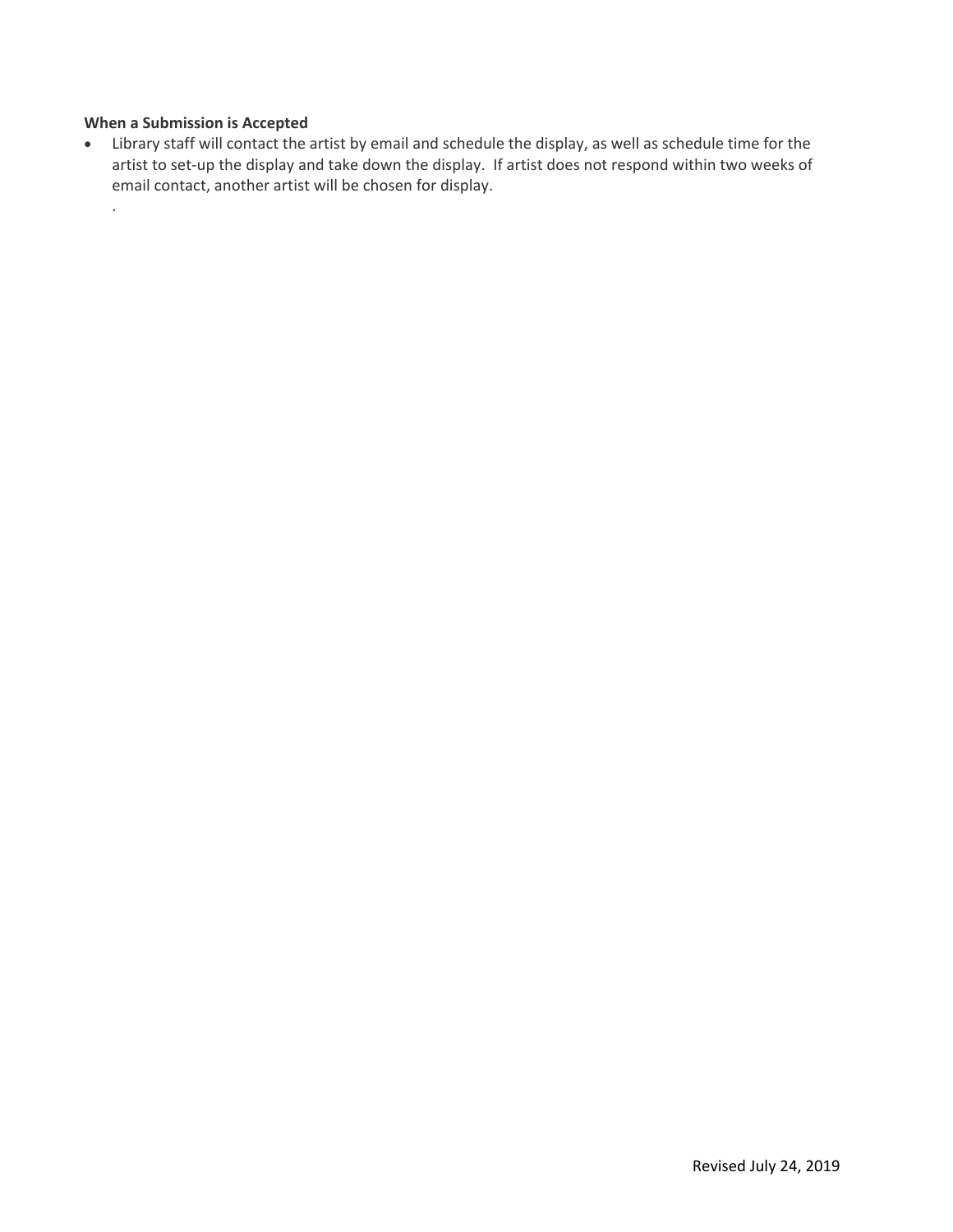**When a Submission is Accepted**

- Library staff will contact the artist by email and schedule the display, as well as schedule time for the artist to set-up the display and take down the display. If artist does not respond within two weeks of email contact, another artist will be chosen for display.

  .

Revised July 24, 2019